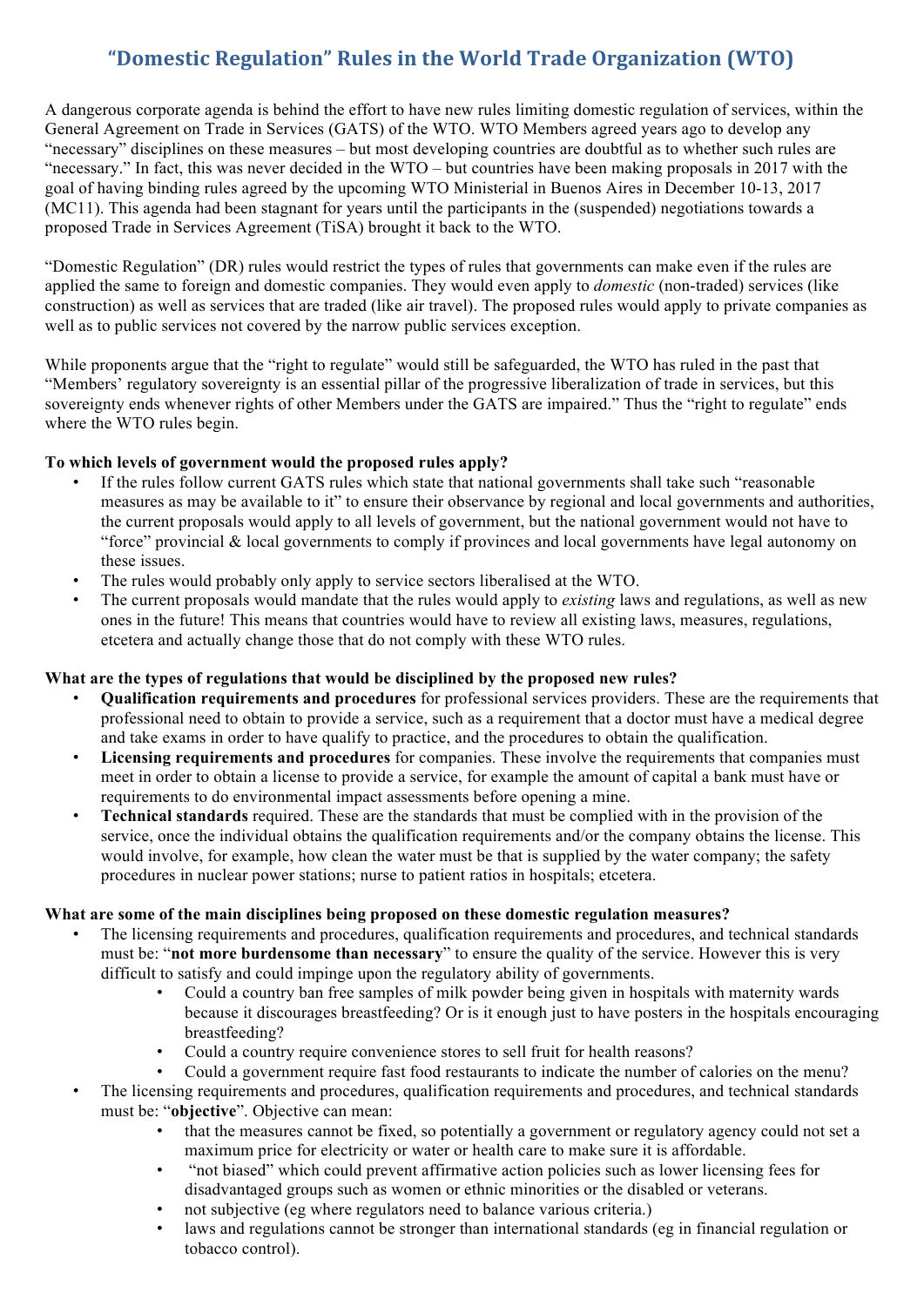# "Domestic Regulation" Rules in the World Trade Organization (WTO)

A dangerous corporate agenda is behind the effort to have new rules limiting domestic regulation of services, within the General Agreement on Trade in Services (GATS) of the WTO. WTO Members agreed years ago to develop any "necessary" disciplines on these measures – but most developing countries are doubtful as to whether such rules are "necessary." In fact, this was never decided in the WTO – but countries have been making proposals in 2017 with the goal of having binding rules agreed by the upcoming WTO Ministerial in Buenos Aires in December 10-13, 2017 (MC11). This agenda had been stagnant for years until the participants in the (suspended) negotiations towards a proposed Trade in Services Agreement (TiSA) brought it back to the WTO.

"Domestic Regulation" (DR) rules would restrict the types of rules that governments can make even if the rules are applied the same to foreign and domestic companies. They would even apply to *domestic* (non-traded) services (like construction) as well as services that are traded (like air travel). The proposed rules would apply to private companies as well as to public services not covered by the narrow public services exception.

While proponents argue that the "right to regulate" would still be safeguarded, the WTO has ruled in the past that "Members' regulatory sovereignty is an essential pillar of the progressive liberalization of trade in services, but this sovereignty ends whenever rights of other Members under the GATS are impaired." Thus the "right to regulate" ends where the WTO rules begin.

**To which levels of government would the proposed rules apply?**

- If the rules follow current GATS rules which state that national governments shall take such "reasonable measures as may be available to it" to ensure their observance by regional and local governments and authorities, the current proposals would apply to all levels of government, but the national government would not have to "force" provincial & local governments to comply if provinces and local governments have legal autonomy on these issues.
- The rules would probably only apply to service sectors liberalised at the WTO.
- The current proposals would mandate that the rules would apply to *existing* laws and regulations, as well as new ones in the future! This means that countries would have to review all existing laws, measures, regulations, etcetera and actually change those that do not comply with these WTO rules.

**What are the types of regulations that would be disciplined by the proposed new rules?**

- **Qualification requirements and procedures** for professional services providers. These are the requirements that professional need to obtain to provide a service, such as a requirement that a doctor must have a medical degree and take exams in order to have qualify to practice, and the procedures to obtain the qualification.
- **Licensing requirements and procedures** for companies. These involve the requirements that companies must meet in order to obtain a license to provide a service, for example the amount of capital a bank must have or requirements to do environmental impact assessments before opening a mine.
- **Technical standards** required. These are the standards that must be complied with in the provision of the service, once the individual obtains the qualification requirements and/or the company obtains the license. This would involve, for example, how clean the water must be that is supplied by the water company; the safety procedures in nuclear power stations; nurse to patient ratios in hospitals; etcetera.

**What are some of the main disciplines being proposed on these domestic regulation measures?**

- The licensing requirements and procedures, qualification requirements and procedures, and technical standards must be: "**not more burdensome than necessary**" to ensure the quality of the service. However this is very difficult to satisfy and could impinge upon the regulatory ability of governments.
  - Could a country ban free samples of milk powder being given in hospitals with maternity wards because it discourages breastfeeding? Or is it enough just to have posters in the hospitals encouraging breastfeeding?
  - Could a country require convenience stores to sell fruit for health reasons?
  - Could a government require fast food restaurants to indicate the number of calories on the menu?
- The licensing requirements and procedures, qualification requirements and procedures, and technical standards must be: "**objective**". Objective can mean:
  - that the measures cannot be fixed, so potentially a government or regulatory agency could not set a maximum price for electricity or water or health care to make sure it is affordable.
  - "not biased" which could prevent affirmative action policies such as lower licensing fees for disadvantaged groups such as women or ethnic minorities or the disabled or veterans.
  - not subjective (eg where regulators need to balance various criteria.)
  - laws and regulations cannot be stronger than international standards (eg in financial regulation or tobacco control).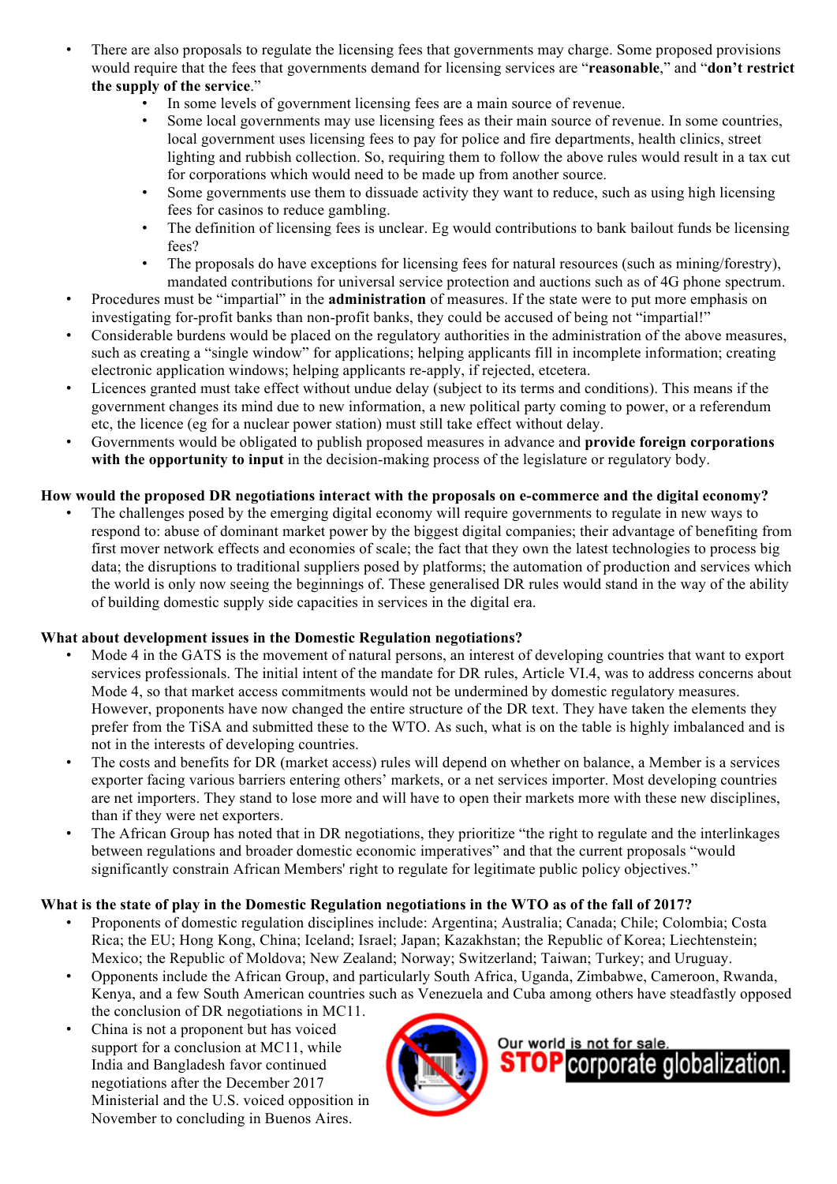- There are also proposals to regulate the licensing fees that governments may charge. Some proposed provisions would require that the fees that governments demand for licensing services are "**reasonable**," and "**don't restrict the supply of the service**."
    - In some levels of government licensing fees are a main source of revenue.
    - Some local governments may use licensing fees as their main source of revenue. In some countries, local government uses licensing fees to pay for police and fire departments, health clinics, street lighting and rubbish collection. So, requiring them to follow the above rules would result in a tax cut for corporations which would need to be made up from another source.
    - Some governments use them to dissuade activity they want to reduce, such as using high licensing fees for casinos to reduce gambling.
    - The definition of licensing fees is unclear. Eg would contributions to bank bailout funds be licensing fees?
    - The proposals do have exceptions for licensing fees for natural resources (such as mining/forestry), mandated contributions for universal service protection and auctions such as of 4G phone spectrum.
- Procedures must be "impartial" in the **administration** of measures. If the state were to put more emphasis on investigating for-profit banks than non-profit banks, they could be accused of being not "impartial!"
- Considerable burdens would be placed on the regulatory authorities in the administration of the above measures, such as creating a "single window" for applications; helping applicants fill in incomplete information; creating electronic application windows; helping applicants re-apply, if rejected, etcetera.
- Licences granted must take effect without undue delay (subject to its terms and conditions). This means if the government changes its mind due to new information, a new political party coming to power, or a referendum etc, the licence (eg for a nuclear power station) must still take effect without delay.
- Governments would be obligated to publish proposed measures in advance and **provide foreign corporations with the opportunity to input** in the decision-making process of the legislature or regulatory body.

**How would the proposed DR negotiations interact with the proposals on e-commerce and the digital economy?**

- The challenges posed by the emerging digital economy will require governments to regulate in new ways to respond to: abuse of dominant market power by the biggest digital companies; their advantage of benefiting from first mover network effects and economies of scale; the fact that they own the latest technologies to process big data; the disruptions to traditional suppliers posed by platforms; the automation of production and services which the world is only now seeing the beginnings of. These generalised DR rules would stand in the way of the ability of building domestic supply side capacities in services in the digital era.

**What about development issues in the Domestic Regulation negotiations?**

- Mode 4 in the GATS is the movement of natural persons, an interest of developing countries that want to export services professionals. The initial intent of the mandate for DR rules, Article VI.4, was to address concerns about Mode 4, so that market access commitments would not be undermined by domestic regulatory measures. However, proponents have now changed the entire structure of the DR text. They have taken the elements they prefer from the TiSA and submitted these to the WTO. As such, what is on the table is highly imbalanced and is not in the interests of developing countries.
- The costs and benefits for DR (market access) rules will depend on whether on balance, a Member is a services exporter facing various barriers entering others' markets, or a net services importer. Most developing countries are net importers. They stand to lose more and will have to open their markets more with these new disciplines, than if they were net exporters.
- The African Group has noted that in DR negotiations, they prioritize "the right to regulate and the interlinkages between regulations and broader domestic economic imperatives" and that the current proposals "would significantly constrain African Members' right to regulate for legitimate public policy objectives."

**What is the state of play in the Domestic Regulation negotiations in the WTO as of the fall of 2017?**

- Proponents of domestic regulation disciplines include: Argentina; Australia; Canada; Chile; Colombia; Costa Rica; the EU; Hong Kong, China; Iceland; Israel; Japan; Kazakhstan; the Republic of Korea; Liechtenstein; Mexico; the Republic of Moldova; New Zealand; Norway; Switzerland; Taiwan; Turkey; and Uruguay.
- Opponents include the African Group, and particularly South Africa, Uganda, Zimbabwe, Cameroon, Rwanda, Kenya, and a few South American countries such as Venezuela and Cuba among others have steadfastly opposed the conclusion of DR negotiations in MC11.
- China is not a proponent but has voiced support for a conclusion at MC11, while India and Bangladesh favor continued negotiations after the December 2017 Ministerial and the U.S. voiced opposition in November to concluding in Buenos Aires.

Our world is not for sale.
STOP corporate globalization.